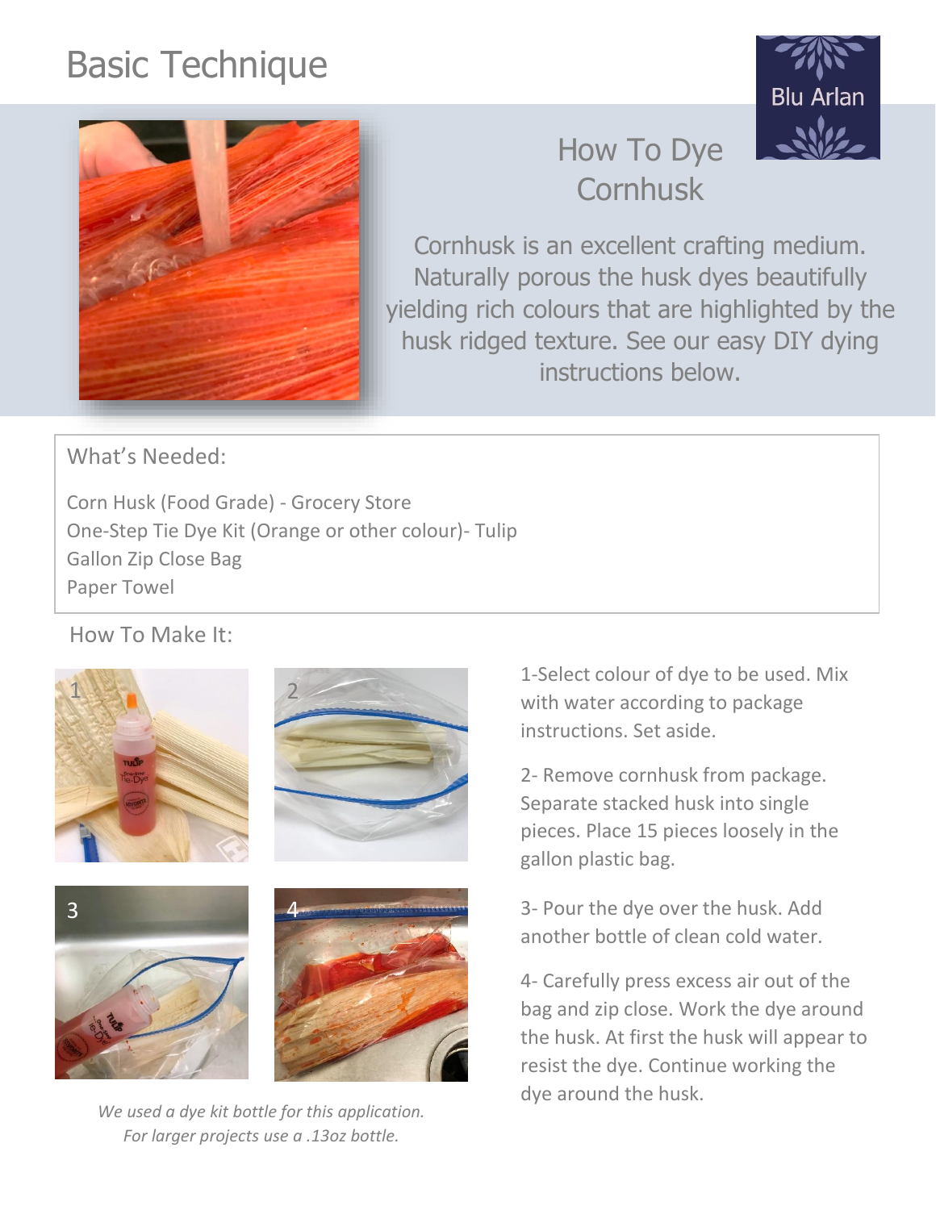# Basic Technique

Blu Arlan

## How To Dye Cornhusk

Cornhusk is an excellent crafting medium. Naturally porous the husk dyes beautifully yielding rich colours that are highlighted by the husk ridged texture. See our easy DIY dying instructions below.

### What's Needed:

Corn Husk (Food Grade) - Grocery Store
One-Step Tie Dye Kit (Orange or other colour)- Tulip
Gallon Zip Close Bag
Paper Towel

### How To Make It:

1-Select colour of dye to be used. Mix with water according to package instructions. Set aside.

2- Remove cornhusk from package. Separate stacked husk into single pieces. Place 15 pieces loosely in the gallon plastic bag.

3- Pour the dye over the husk. Add another bottle of clean cold water.

4- Carefully press excess air out of the bag and zip close. Work the dye around the husk. At first the husk will appear to resist the dye. Continue working the dye around the husk.

*We used a dye kit bottle for this application. For larger projects use a .13oz bottle.*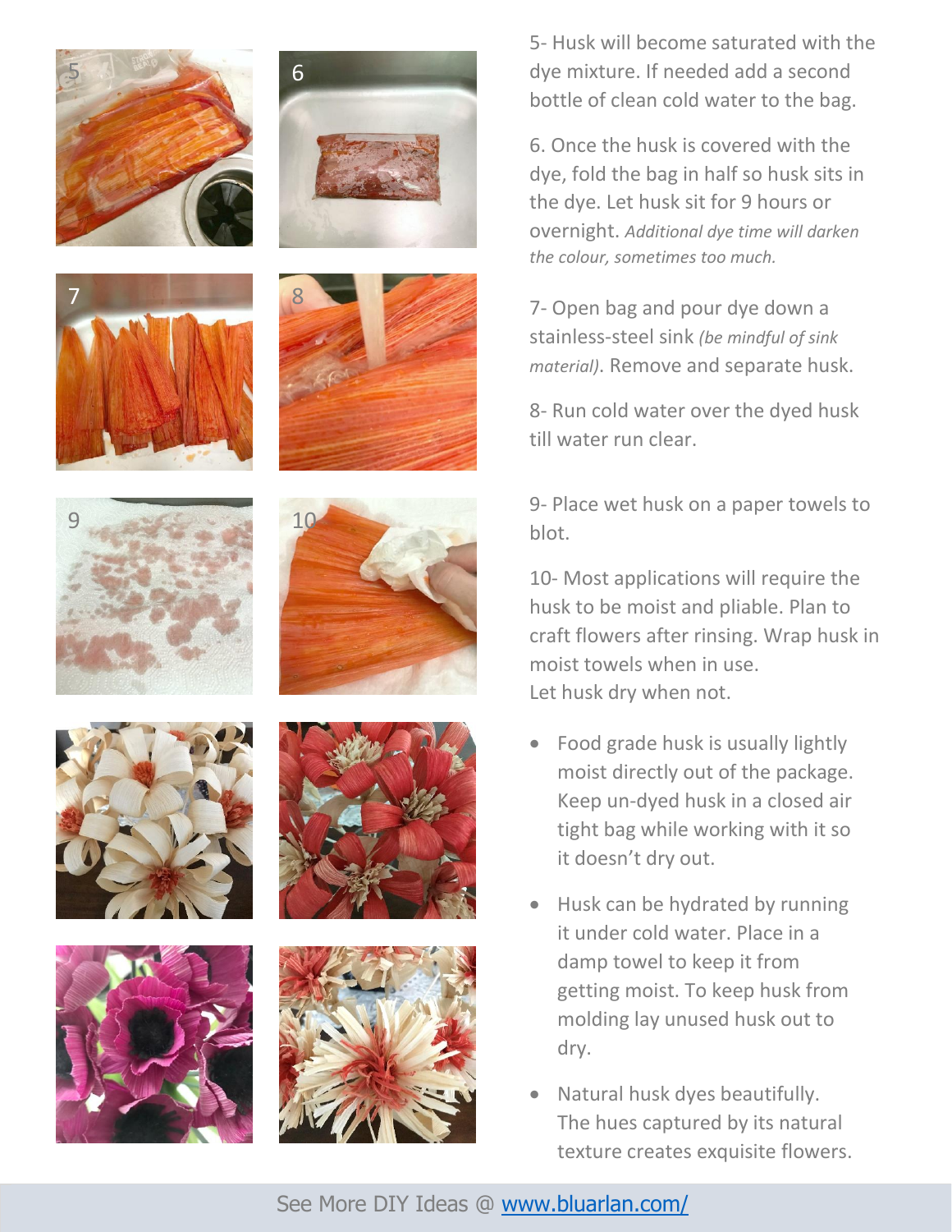5- Husk will become saturated with the dye mixture. If needed add a second bottle of clean cold water to the bag.

6. Once the husk is covered with the dye, fold the bag in half so husk sits in the dye. Let husk sit for 9 hours or overnight. *Additional dye time will darken the colour, sometimes too much.*

7- Open bag and pour dye down a stainless-steel sink *(be mindful of sink material)*. Remove and separate husk.

8- Run cold water over the dyed husk till water run clear.

9- Place wet husk on a paper towels to blot.

10- Most applications will require the husk to be moist and pliable. Plan to craft flowers after rinsing. Wrap husk in moist towels when in use.
Let husk dry when not.

- Food grade husk is usually lightly moist directly out of the package. Keep un-dyed husk in a closed air tight bag while working with it so it doesn't dry out.
- Husk can be hydrated by running it under cold water. Place in a damp towel to keep it from getting moist. To keep husk from molding lay unused husk out to dry.
- Natural husk dyes beautifully. The hues captured by its natural texture creates exquisite flowers.

See More DIY Ideas @ [www.bluarlan.com/](www.bluarlan.com/)